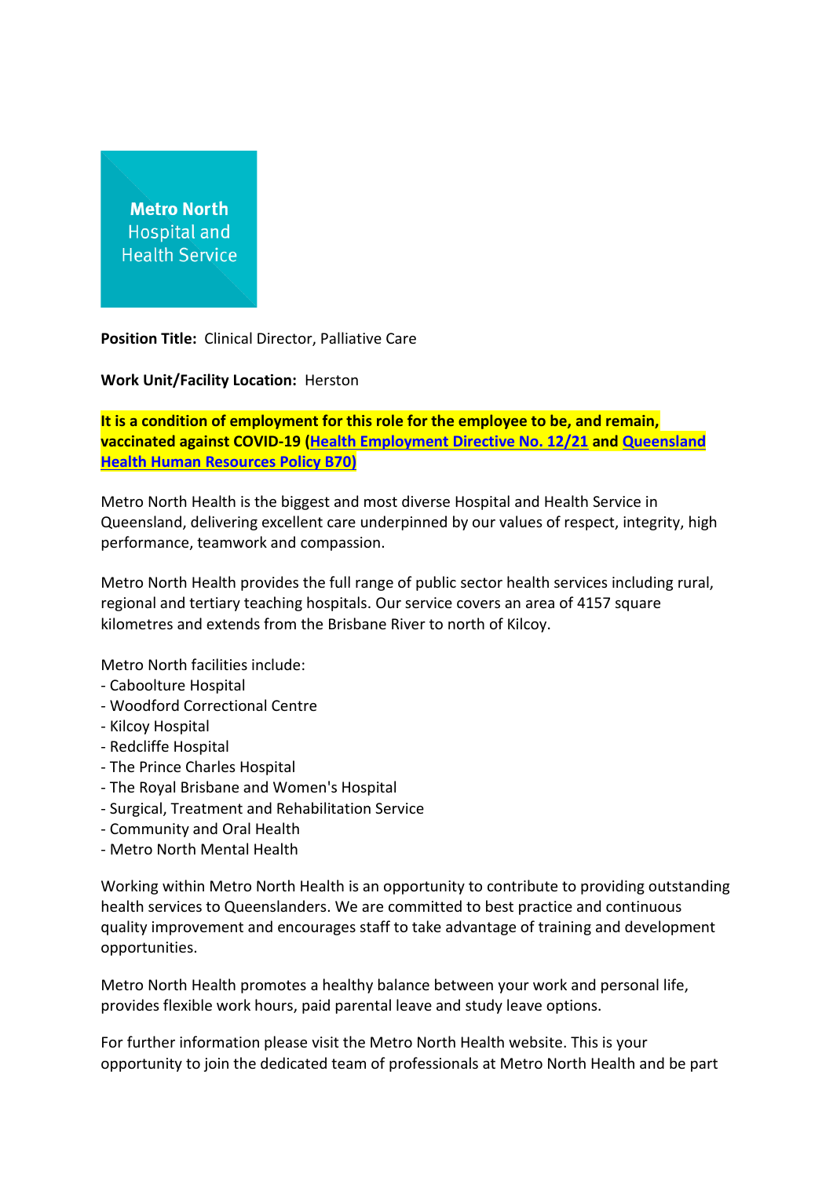Metro North Hospital and Health Service

**Position Title:** Clinical Director, Palliative Care

**Work Unit/Facility Location:** Herston

**It is a condition of employment for this role for the employee to be, and remain, vaccinated against COVID-19 (Health Employment Directive No. 12/21 and Queensland Health Human Resources Policy B70)**

Metro North Health is the biggest and most diverse Hospital and Health Service in Queensland, delivering excellent care underpinned by our values of respect, integrity, high performance, teamwork and compassion.

Metro North Health provides the full range of public sector health services including rural, regional and tertiary teaching hospitals. Our service covers an area of 4157 square kilometres and extends from the Brisbane River to north of Kilcoy.

Metro North facilities include:
- Caboolture Hospital
- Woodford Correctional Centre
- Kilcoy Hospital
- Redcliffe Hospital
- The Prince Charles Hospital
- The Royal Brisbane and Women's Hospital
- Surgical, Treatment and Rehabilitation Service
- Community and Oral Health
- Metro North Mental Health

Working within Metro North Health is an opportunity to contribute to providing outstanding health services to Queenslanders. We are committed to best practice and continuous quality improvement and encourages staff to take advantage of training and development opportunities.

Metro North Health promotes a healthy balance between your work and personal life, provides flexible work hours, paid parental leave and study leave options.

For further information please visit the Metro North Health website. This is your opportunity to join the dedicated team of professionals at Metro North Health and be part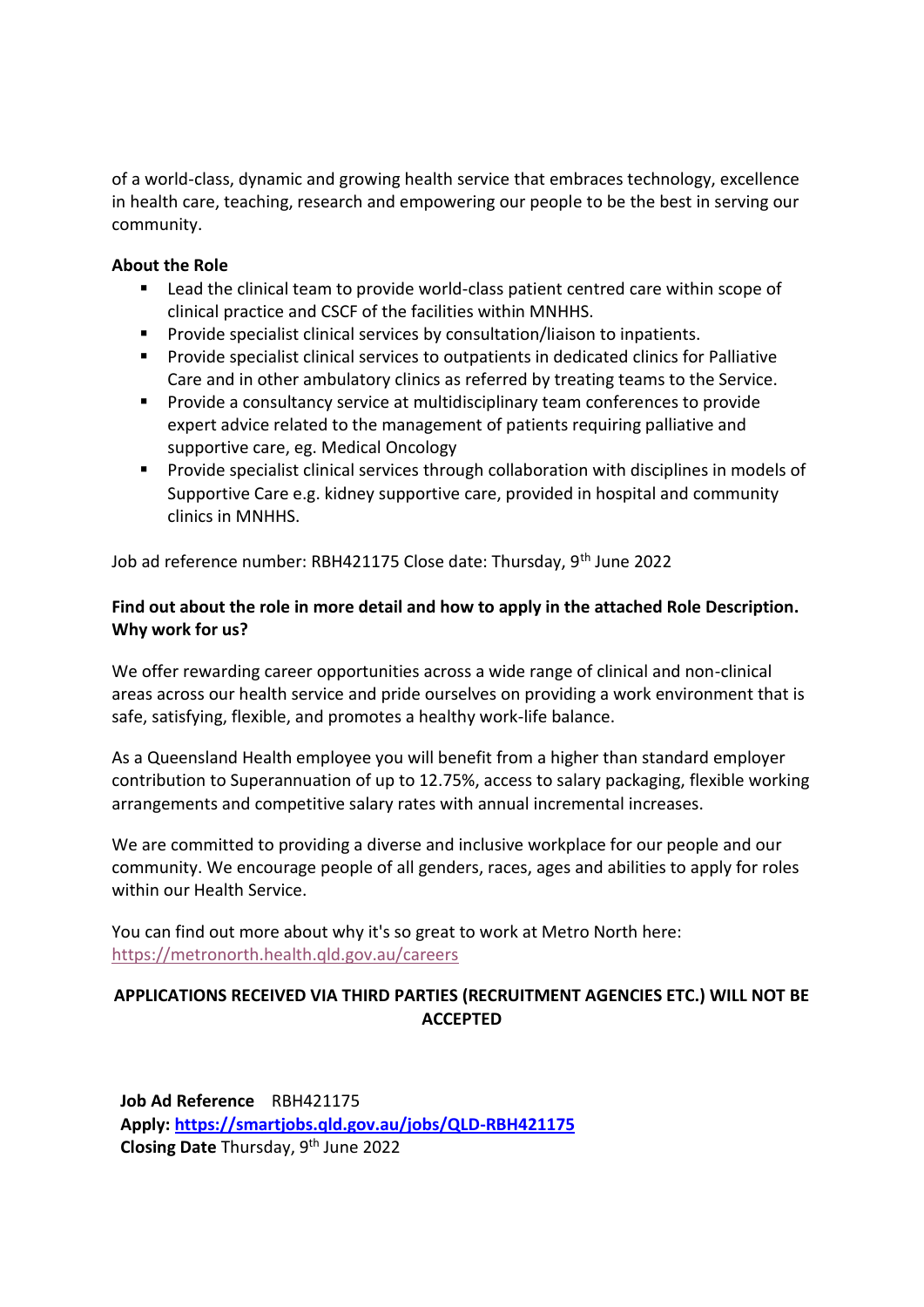of a world-class, dynamic and growing health service that embraces technology, excellence in health care, teaching, research and empowering our people to be the best in serving our community.

**About the Role**

- Lead the clinical team to provide world-class patient centred care within scope of clinical practice and CSCF of the facilities within MNHHS.
- Provide specialist clinical services by consultation/liaison to inpatients.
- Provide specialist clinical services to outpatients in dedicated clinics for Palliative Care and in other ambulatory clinics as referred by treating teams to the Service.
- Provide a consultancy service at multidisciplinary team conferences to provide expert advice related to the management of patients requiring palliative and supportive care, eg. Medical Oncology
- Provide specialist clinical services through collaboration with disciplines in models of Supportive Care e.g. kidney supportive care, provided in hospital and community clinics in MNHHS.

Job ad reference number: RBH421175 Close date: Thursday, 9th June 2022

**Find out about the role in more detail and how to apply in the attached Role Description.**
**Why work for us?**

We offer rewarding career opportunities across a wide range of clinical and non-clinical areas across our health service and pride ourselves on providing a work environment that is safe, satisfying, flexible, and promotes a healthy work-life balance.

As a Queensland Health employee you will benefit from a higher than standard employer contribution to Superannuation of up to 12.75%, access to salary packaging, flexible working arrangements and competitive salary rates with annual incremental increases.

We are committed to providing a diverse and inclusive workplace for our people and our community. We encourage people of all genders, races, ages and abilities to apply for roles within our Health Service.

You can find out more about why it's so great to work at Metro North here: https://metronorth.health.qld.gov.au/careers

**APPLICATIONS RECEIVED VIA THIRD PARTIES (RECRUITMENT AGENCIES ETC.) WILL NOT BE ACCEPTED**

**Job Ad Reference** RBH421175
**Apply: https://smartjobs.qld.gov.au/jobs/QLD-RBH421175**
**Closing Date** Thursday, 9th June 2022